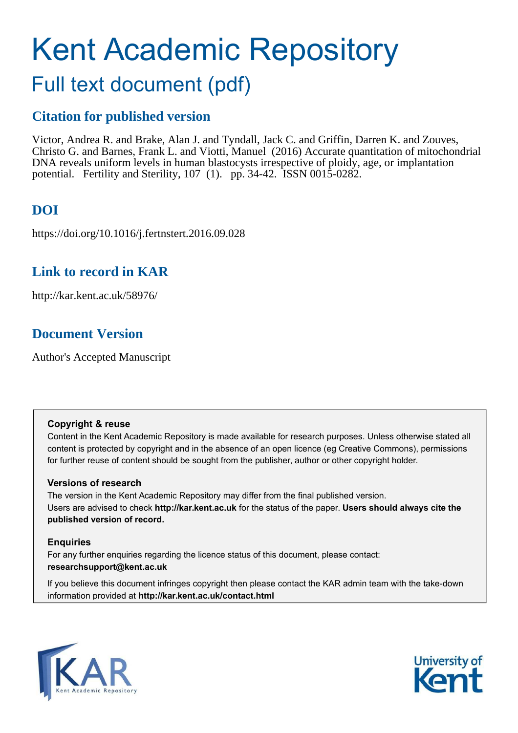# Kent Academic Repository

## Full text document (pdf)

### Citation for published version

Victor, Andrea R. and Brake, Alan J. and Tyndall, Jack C. and Griffin, Darren K. and Zouves, Christo G. and Barnes, Frank L. and Viotti, Manuel (2016) Accurate quantitation of mitochondrial DNA reveals uniform levels in human blastocysts irrespective of ploidy, age, or implantation potential. Fertility and Sterility, 107 (1). pp. 34-42. ISSN 0015-0282.

### DOI

https://doi.org/10.1016/j.fertnstert.2016.09.028

### Link to record in KAR

http://kar.kent.ac.uk/58976/

### Document Version

Author's Accepted Manuscript

**Copyright & reuse**

Content in the Kent Academic Repository is made available for research purposes. Unless otherwise stated all content is protected by copyright and in the absence of an open licence (eg Creative Commons), permissions for further reuse of content should be sought from the publisher, author or other copyright holder.

**Versions of research**

The version in the Kent Academic Repository may differ from the final published version. Users are advised to check **http://kar.kent.ac.uk** for the status of the paper. **Users should always cite the published version of record.**

**Enquiries**

For any further enquiries regarding the licence status of this document, please contact: **researchsupport@kent.ac.uk**

If you believe this document infringes copyright then please contact the KAR admin team with the take-down information provided at **http://kar.kent.ac.uk/contact.html**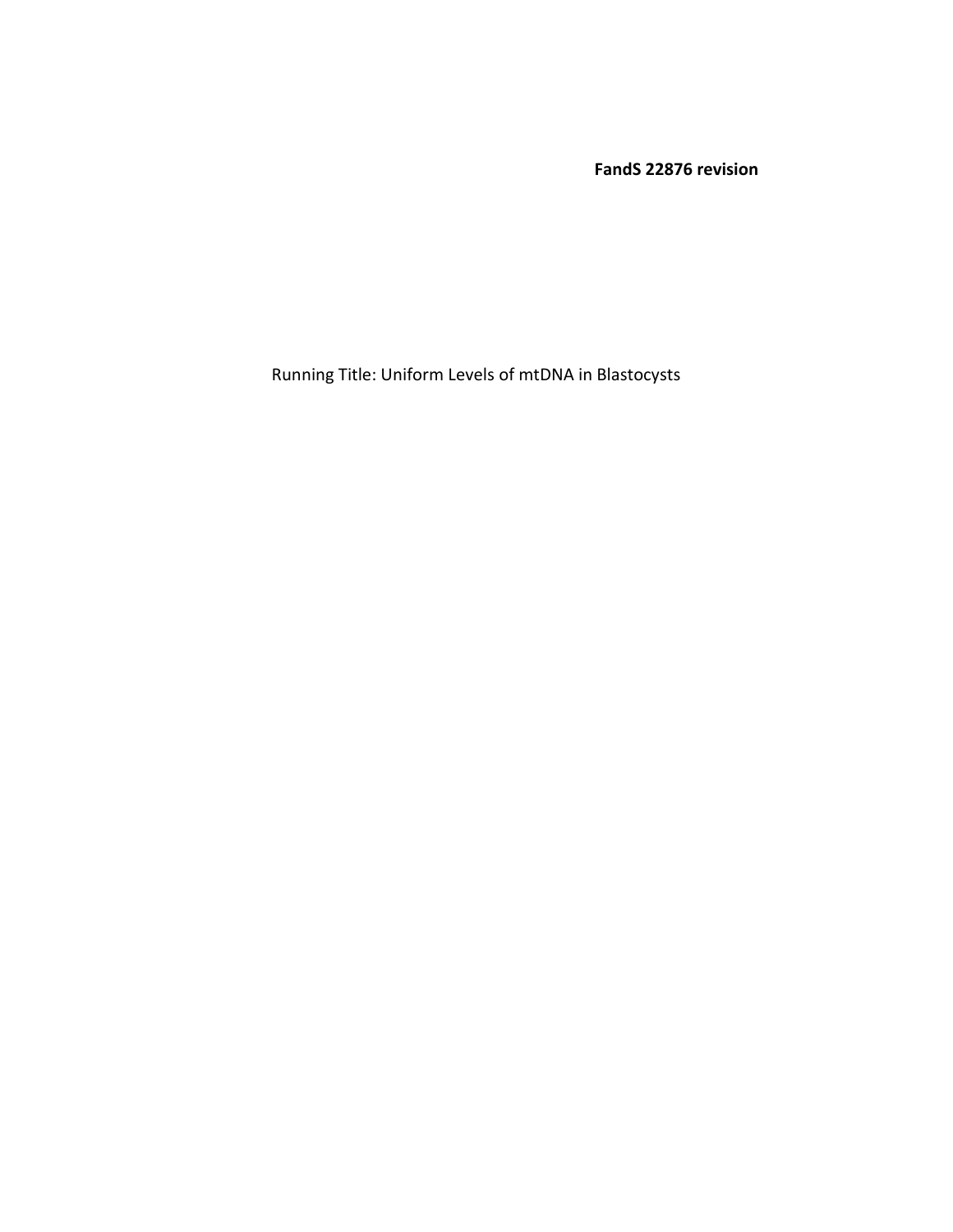**FandS 22876 revision**

Running Title: Uniform Levels of mtDNA in Blastocysts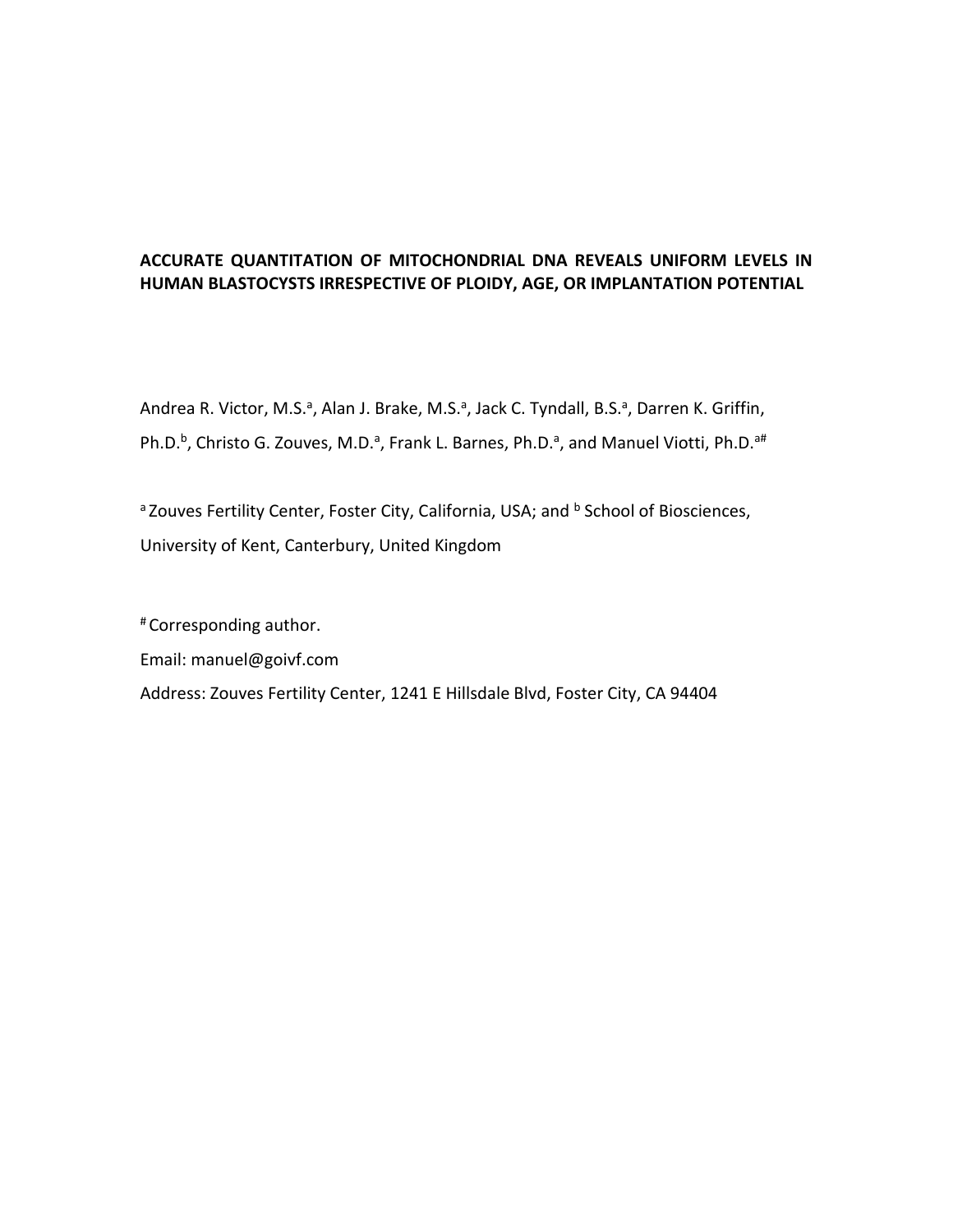**ACCURATE QUANTITATION OF MITOCHONDRIAL DNA REVEALS UNIFORM LEVELS IN HUMAN BLASTOCYSTS IRRESPECTIVE OF PLOIDY, AGE, OR IMPLANTATION POTENTIAL**

Andrea R. Victor, M.S.[a], Alan J. Brake, M.S.[a], Jack C. Tyndall, B.S.[a], Darren K. Griffin, Ph.D.[b], Christo G. Zouves, M.D.[a], Frank L. Barnes, Ph.D.[a], and Manuel Viotti, Ph.D.[a#]

[a] Zouves Fertility Center, Foster City, California, USA; and [b] School of Biosciences, University of Kent, Canterbury, United Kingdom

[#] Corresponding author.

Email: manuel@goivf.com

Address: Zouves Fertility Center, 1241 E Hillsdale Blvd, Foster City, CA 94404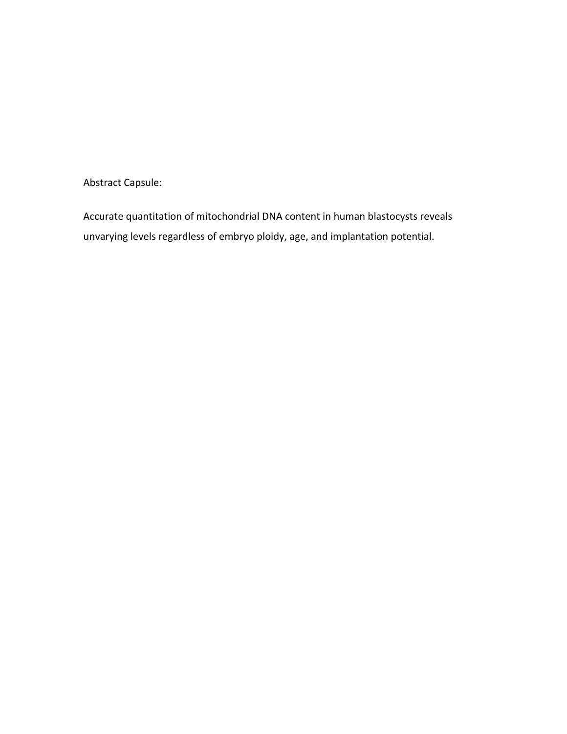Abstract Capsule:

Accurate quantitation of mitochondrial DNA content in human blastocysts reveals unvarying levels regardless of embryo ploidy, age, and implantation potential.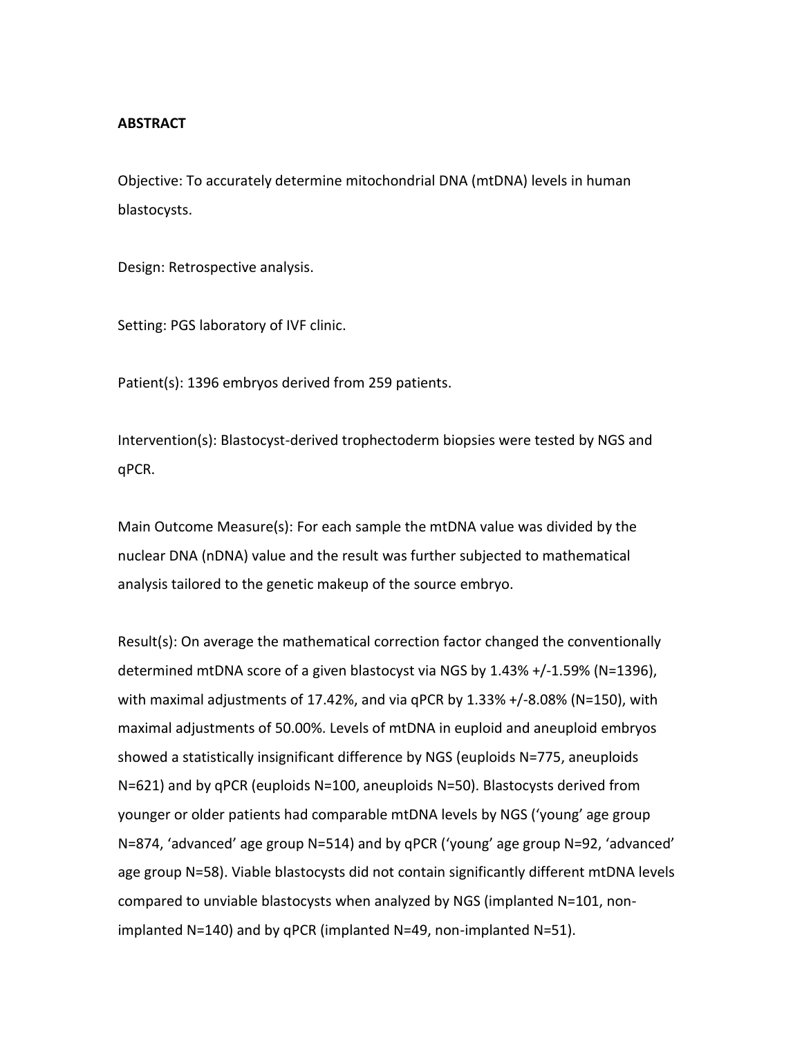**ABSTRACT**

Objective: To accurately determine mitochondrial DNA (mtDNA) levels in human blastocysts.

Design: Retrospective analysis.

Setting: PGS laboratory of IVF clinic.

Patient(s): 1396 embryos derived from 259 patients.

Intervention(s): Blastocyst-derived trophectoderm biopsies were tested by NGS and qPCR.

Main Outcome Measure(s): For each sample the mtDNA value was divided by the nuclear DNA (nDNA) value and the result was further subjected to mathematical analysis tailored to the genetic makeup of the source embryo.

Result(s): On average the mathematical correction factor changed the conventionally determined mtDNA score of a given blastocyst via NGS by 1.43% +/-1.59% (N=1396), with maximal adjustments of 17.42%, and via qPCR by 1.33% +/-8.08% (N=150), with maximal adjustments of 50.00%. Levels of mtDNA in euploid and aneuploid embryos showed a statistically insignificant difference by NGS (euploids N=775, aneuploids N=621) and by qPCR (euploids N=100, aneuploids N=50). Blastocysts derived from younger or older patients had comparable mtDNA levels by NGS ('young' age group N=874, 'advanced' age group N=514) and by qPCR ('young' age group N=92, 'advanced' age group N=58). Viable blastocysts did not contain significantly different mtDNA levels compared to unviable blastocysts when analyzed by NGS (implanted N=101, non-implanted N=140) and by qPCR (implanted N=49, non-implanted N=51).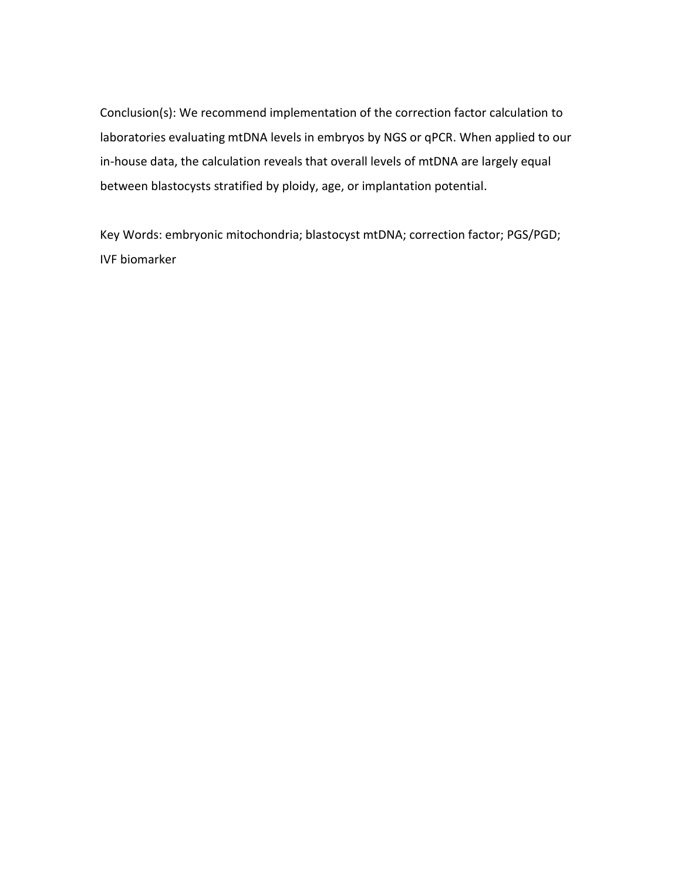Conclusion(s): We recommend implementation of the correction factor calculation to laboratories evaluating mtDNA levels in embryos by NGS or qPCR. When applied to our in-house data, the calculation reveals that overall levels of mtDNA are largely equal between blastocysts stratified by ploidy, age, or implantation potential.

Key Words: embryonic mitochondria; blastocyst mtDNA; correction factor; PGS/PGD; IVF biomarker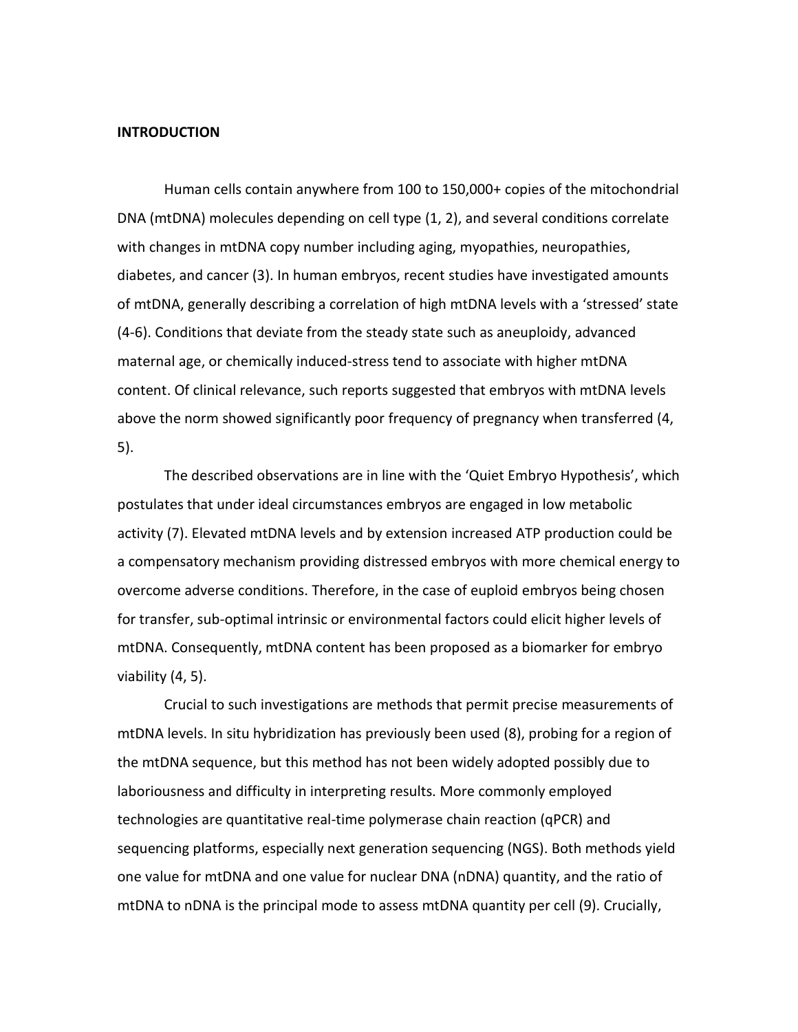## INTRODUCTION

Human cells contain anywhere from 100 to 150,000+ copies of the mitochondrial DNA (mtDNA) molecules depending on cell type (1, 2), and several conditions correlate with changes in mtDNA copy number including aging, myopathies, neuropathies, diabetes, and cancer (3). In human embryos, recent studies have investigated amounts of mtDNA, generally describing a correlation of high mtDNA levels with a 'stressed' state (4-6). Conditions that deviate from the steady state such as aneuploidy, advanced maternal age, or chemically induced-stress tend to associate with higher mtDNA content. Of clinical relevance, such reports suggested that embryos with mtDNA levels above the norm showed significantly poor frequency of pregnancy when transferred (4, 5).

The described observations are in line with the 'Quiet Embryo Hypothesis', which postulates that under ideal circumstances embryos are engaged in low metabolic activity (7). Elevated mtDNA levels and by extension increased ATP production could be a compensatory mechanism providing distressed embryos with more chemical energy to overcome adverse conditions. Therefore, in the case of euploid embryos being chosen for transfer, sub-optimal intrinsic or environmental factors could elicit higher levels of mtDNA. Consequently, mtDNA content has been proposed as a biomarker for embryo viability (4, 5).

Crucial to such investigations are methods that permit precise measurements of mtDNA levels. In situ hybridization has previously been used (8), probing for a region of the mtDNA sequence, but this method has not been widely adopted possibly due to laboriousness and difficulty in interpreting results. More commonly employed technologies are quantitative real-time polymerase chain reaction (qPCR) and sequencing platforms, especially next generation sequencing (NGS). Both methods yield one value for mtDNA and one value for nuclear DNA (nDNA) quantity, and the ratio of mtDNA to nDNA is the principal mode to assess mtDNA quantity per cell (9). Crucially,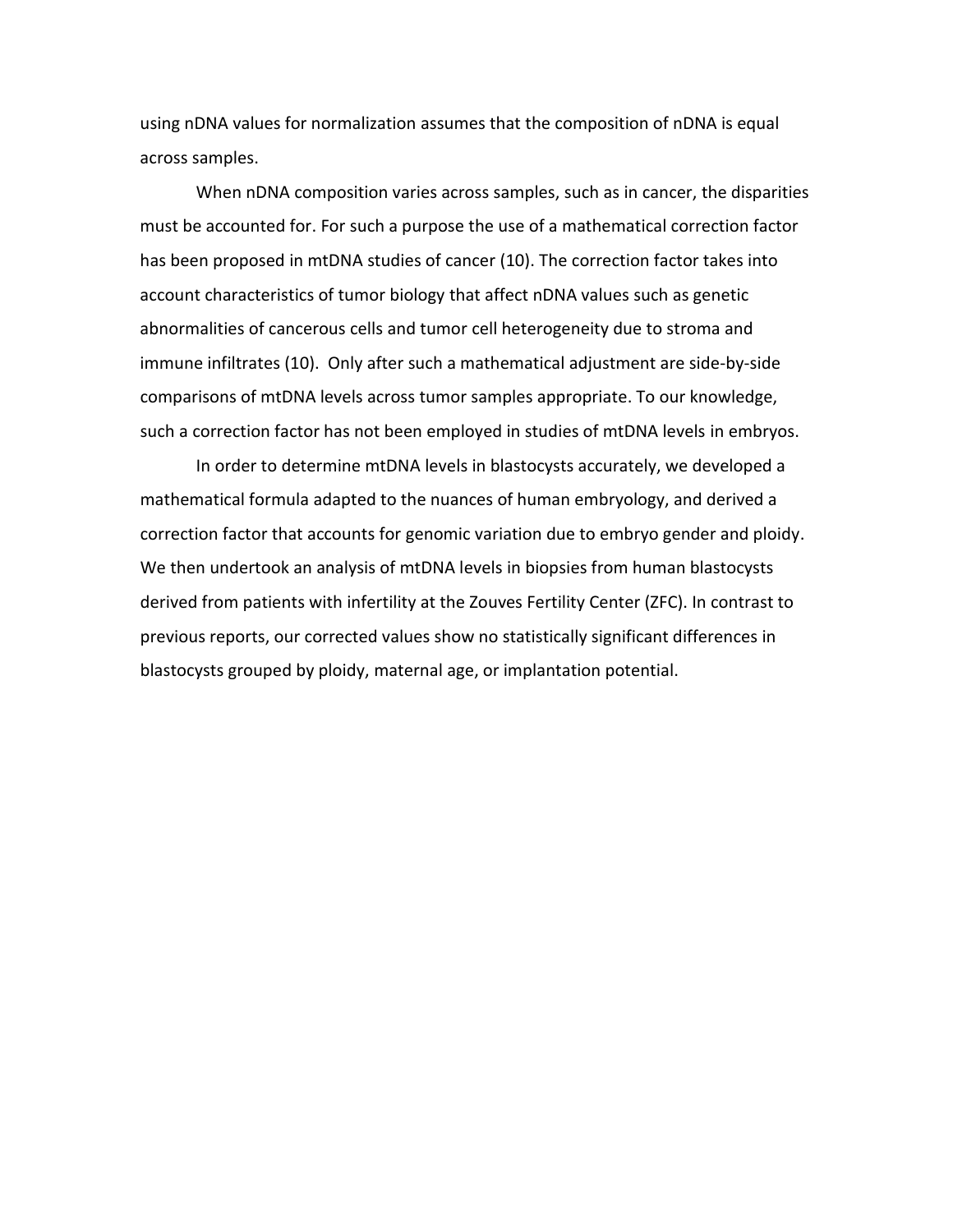using nDNA values for normalization assumes that the composition of nDNA is equal across samples.

When nDNA composition varies across samples, such as in cancer, the disparities must be accounted for. For such a purpose the use of a mathematical correction factor has been proposed in mtDNA studies of cancer (10). The correction factor takes into account characteristics of tumor biology that affect nDNA values such as genetic abnormalities of cancerous cells and tumor cell heterogeneity due to stroma and immune infiltrates (10). Only after such a mathematical adjustment are side-by-side comparisons of mtDNA levels across tumor samples appropriate. To our knowledge, such a correction factor has not been employed in studies of mtDNA levels in embryos.

In order to determine mtDNA levels in blastocysts accurately, we developed a mathematical formula adapted to the nuances of human embryology, and derived a correction factor that accounts for genomic variation due to embryo gender and ploidy. We then undertook an analysis of mtDNA levels in biopsies from human blastocysts derived from patients with infertility at the Zouves Fertility Center (ZFC). In contrast to previous reports, our corrected values show no statistically significant differences in blastocysts grouped by ploidy, maternal age, or implantation potential.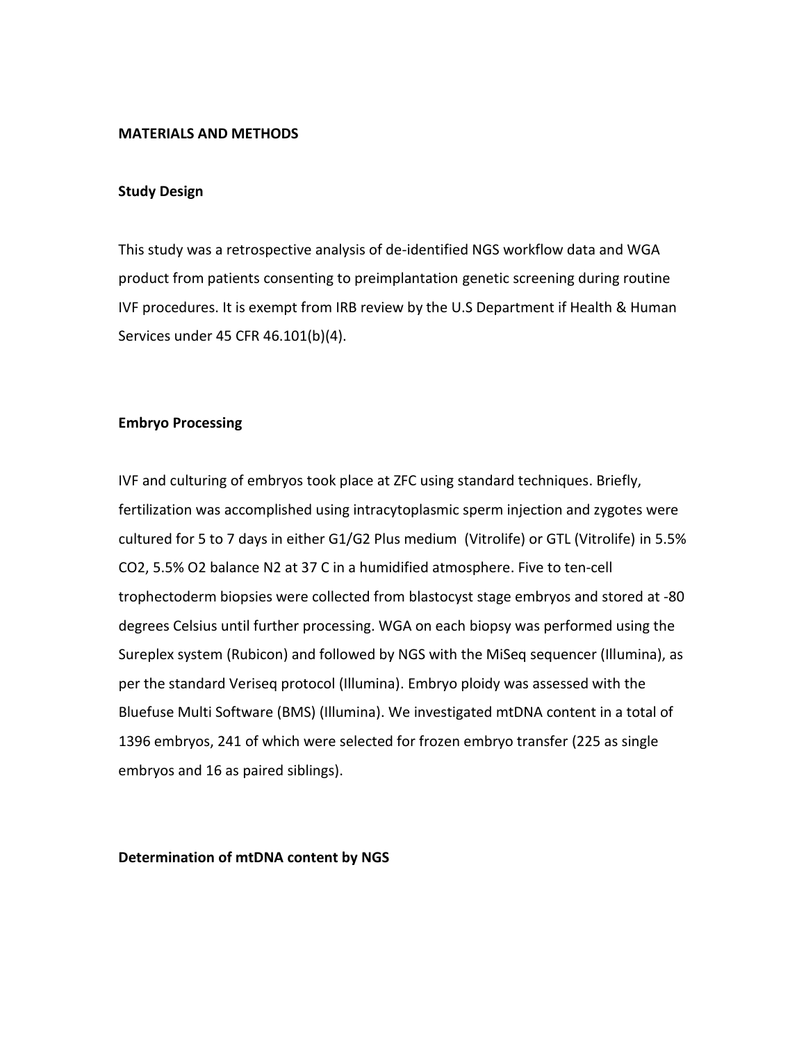## MATERIALS AND METHODS

### Study Design

This study was a retrospective analysis of de-identified NGS workflow data and WGA product from patients consenting to preimplantation genetic screening during routine IVF procedures. It is exempt from IRB review by the U.S Department if Health & Human Services under 45 CFR 46.101(b)(4).

### Embryo Processing

IVF and culturing of embryos took place at ZFC using standard techniques. Briefly, fertilization was accomplished using intracytoplasmic sperm injection and zygotes were cultured for 5 to 7 days in either G1/G2 Plus medium (Vitrolife) or GTL (Vitrolife) in 5.5% $CO_2$, 5.5% $O_2$ balance $N_2$ at 37 C in a humidified atmosphere. Five to ten-cell trophectoderm biopsies were collected from blastocyst stage embryos and stored at -80 degrees Celsius until further processing. WGA on each biopsy was performed using the Sureplex system (Rubicon) and followed by NGS with the MiSeq sequencer (Illumina), as per the standard Veriseq protocol (Illumina). Embryo ploidy was assessed with the Bluefuse Multi Software (BMS) (Illumina). We investigated mtDNA content in a total of 1396 embryos, 241 of which were selected for frozen embryo transfer (225 as single embryos and 16 as paired siblings).

### Determination of mtDNA content by NGS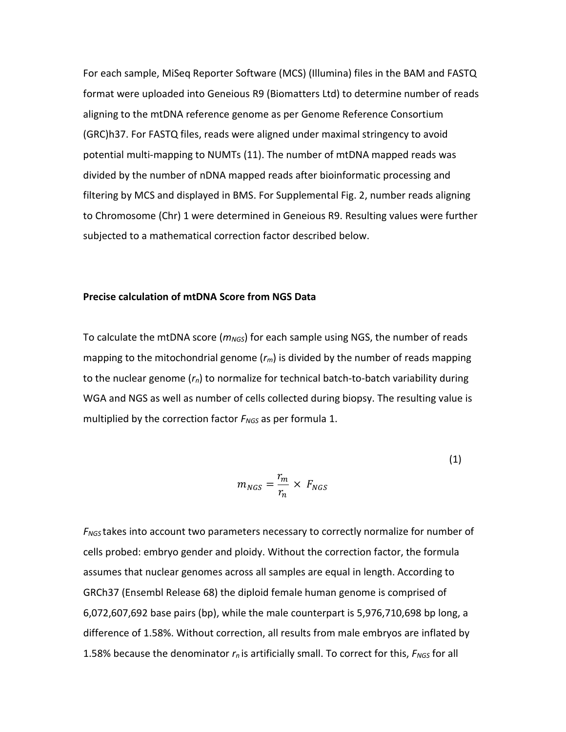For each sample, MiSeq Reporter Software (MCS) (Illumina) files in the BAM and FASTQ format were uploaded into Geneious R9 (Biomatters Ltd) to determine number of reads aligning to the mtDNA reference genome as per Genome Reference Consortium (GRC)h37. For FASTQ files, reads were aligned under maximal stringency to avoid potential multi-mapping to NUMTs (11). The number of mtDNA mapped reads was divided by the number of nDNA mapped reads after bioinformatic processing and filtering by MCS and displayed in BMS. For Supplemental Fig. 2, number reads aligning to Chromosome (Chr) 1 were determined in Geneious R9. Resulting values were further subjected to a mathematical correction factor described below.

**Precise calculation of mtDNA Score from NGS Data**

To calculate the mtDNA score ($m_{NGS}$) for each sample using NGS, the number of reads mapping to the mitochondrial genome ($r_m$) is divided by the number of reads mapping to the nuclear genome ($r_n$) to normalize for technical batch-to-batch variability during WGA and NGS as well as number of cells collected during biopsy. The resulting value is multiplied by the correction factor $F_{NGS}$ as per formula 1.

$$m_{NGS} = \frac{r_m}{r_n} \times F_{NGS} \tag{1}$$

$F_{NGS}$ takes into account two parameters necessary to correctly normalize for number of cells probed: embryo gender and ploidy. Without the correction factor, the formula assumes that nuclear genomes across all samples are equal in length. According to GRCh37 (Ensembl Release 68) the diploid female human genome is comprised of 6,072,607,692 base pairs (bp), while the male counterpart is 5,976,710,698 bp long, a difference of 1.58%. Without correction, all results from male embryos are inflated by 1.58% because the denominator $r_n$ is artificially small. To correct for this, $F_{NGS}$ for all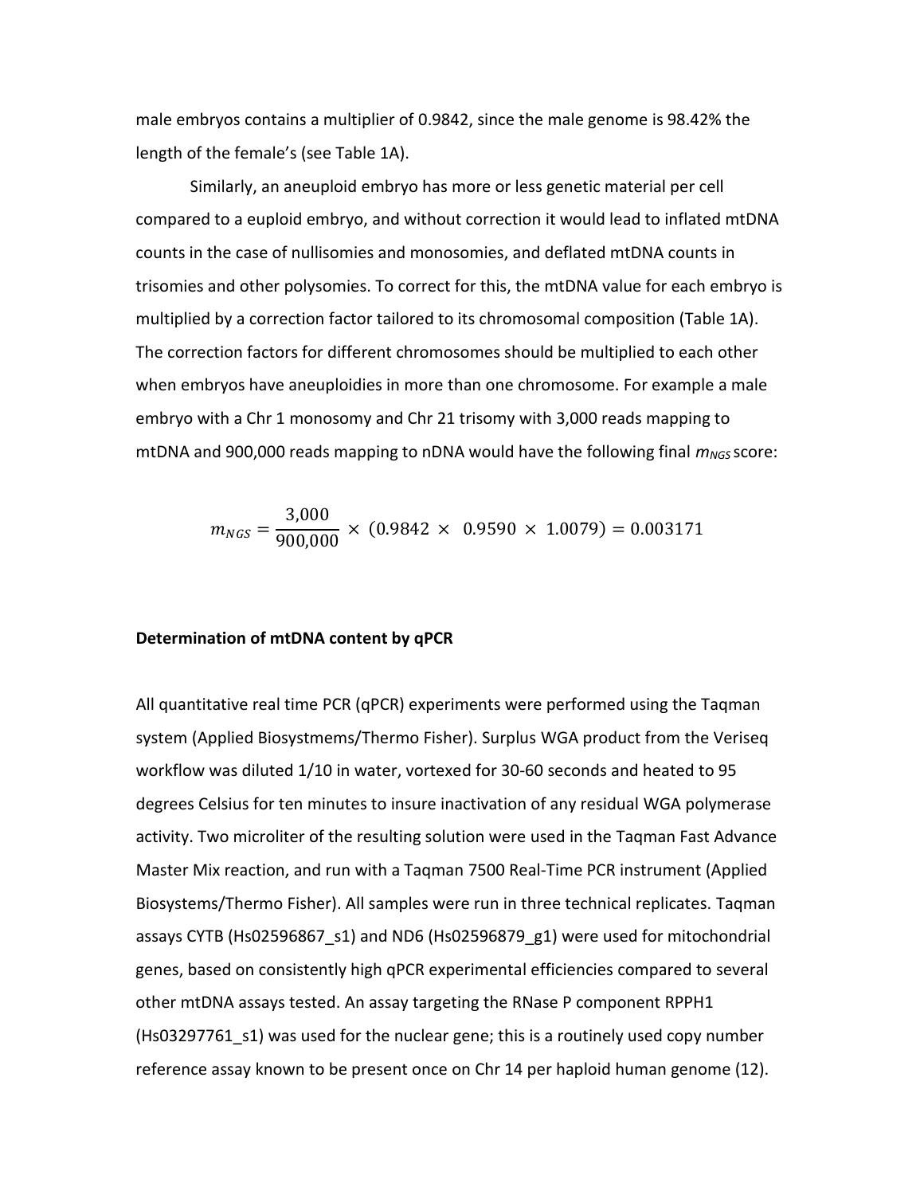male embryos contains a multiplier of 0.9842, since the male genome is 98.42% the length of the female's (see Table 1A).

Similarly, an aneuploid embryo has more or less genetic material per cell compared to a euploid embryo, and without correction it would lead to inflated mtDNA counts in the case of nullisomies and monosomies, and deflated mtDNA counts in trisomies and other polysomies. To correct for this, the mtDNA value for each embryo is multiplied by a correction factor tailored to its chromosomal composition (Table 1A). The correction factors for different chromosomes should be multiplied to each other when embryos have aneuploidies in more than one chromosome. For example a male embryo with a Chr 1 monosomy and Chr 21 trisomy with 3,000 reads mapping to mtDNA and 900,000 reads mapping to nDNA would have the following final $m_{NGS}$ score:

$$m_{NGS} = \frac{3{,}000}{900{,}000} \times (0.9842 \times 0.9590 \times 1.0079) = 0.003171$$

### Determination of mtDNA content by qPCR

All quantitative real time PCR (qPCR) experiments were performed using the Taqman system (Applied Biosystmems/Thermo Fisher). Surplus WGA product from the Veriseq workflow was diluted 1/10 in water, vortexed for 30-60 seconds and heated to 95 degrees Celsius for ten minutes to insure inactivation of any residual WGA polymerase activity. Two microliter of the resulting solution were used in the Taqman Fast Advance Master Mix reaction, and run with a Taqman 7500 Real-Time PCR instrument (Applied Biosystems/Thermo Fisher). All samples were run in three technical replicates. Taqman assays CYTB (Hs02596867_s1) and ND6 (Hs02596879_g1) were used for mitochondrial genes, based on consistently high qPCR experimental efficiencies compared to several other mtDNA assays tested. An assay targeting the RNase P component RPPH1 (Hs03297761_s1) was used for the nuclear gene; this is a routinely used copy number reference assay known to be present once on Chr 14 per haploid human genome (12).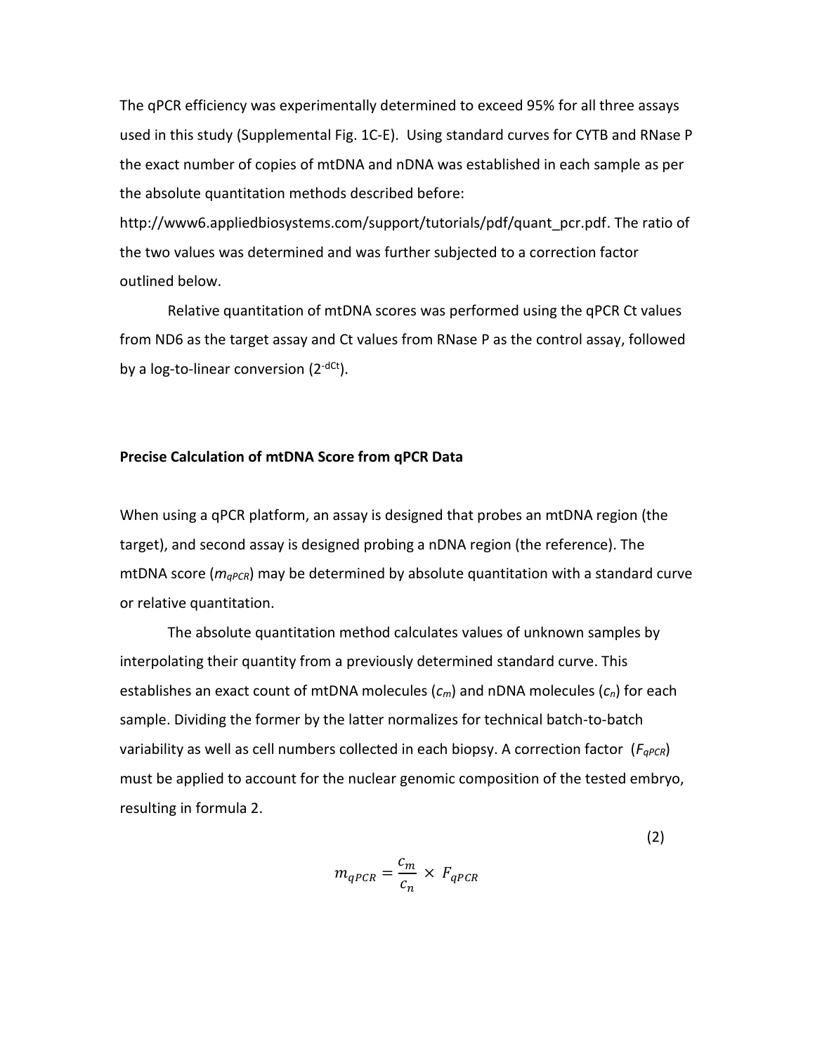The qPCR efficiency was experimentally determined to exceed 95% for all three assays used in this study (Supplemental Fig. 1C-E). Using standard curves for CYTB and RNase P the exact number of copies of mtDNA and nDNA was established in each sample as per the absolute quantitation methods described before: http://www6.appliedbiosystems.com/support/tutorials/pdf/quant_pcr.pdf. The ratio of the two values was determined and was further subjected to a correction factor outlined below.

Relative quantitation of mtDNA scores was performed using the qPCR Ct values from ND6 as the target assay and Ct values from RNase P as the control assay, followed by a log-to-linear conversion ($2^{-dCt}$).

**Precise Calculation of mtDNA Score from qPCR Data**

When using a qPCR platform, an assay is designed that probes an mtDNA region (the target), and second assay is designed probing a nDNA region (the reference). The mtDNA score ($m_{qPCR}$) may be determined by absolute quantitation with a standard curve or relative quantitation.

The absolute quantitation method calculates values of unknown samples by interpolating their quantity from a previously determined standard curve. This establishes an exact count of mtDNA molecules ($c_m$) and nDNA molecules ($c_n$) for each sample. Dividing the former by the latter normalizes for technical batch-to-batch variability as well as cell numbers collected in each biopsy. A correction factor ($F_{qPCR}$) must be applied to account for the nuclear genomic composition of the tested embryo, resulting in formula 2.

$$m_{qPCR} = \frac{c_m}{c_n} \times F_{qPCR} \tag{2}$$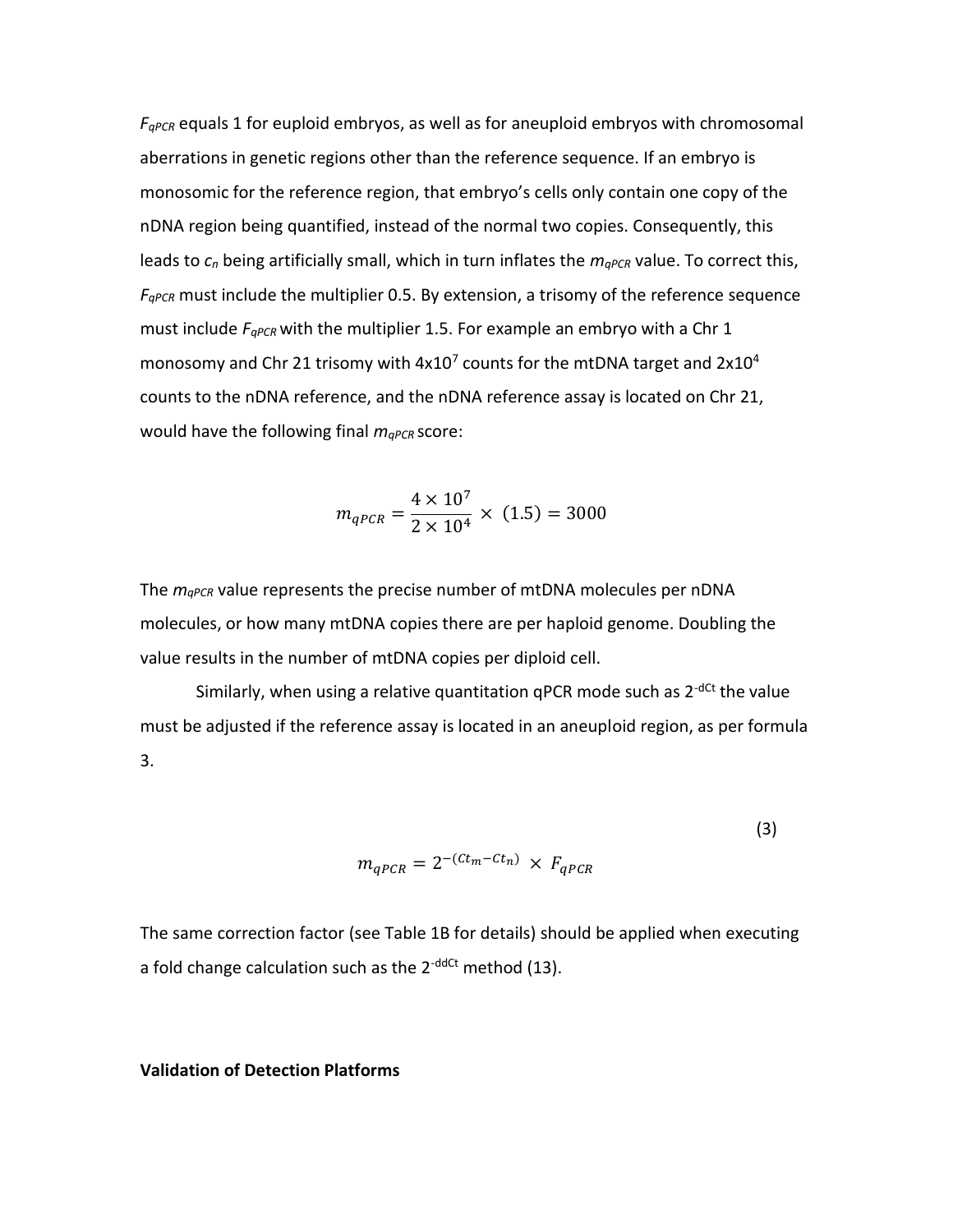$F_{qPCR}$ equals 1 for euploid embryos, as well as for aneuploid embryos with chromosomal aberrations in genetic regions other than the reference sequence. If an embryo is monosomic for the reference region, that embryo's cells only contain one copy of the nDNA region being quantified, instead of the normal two copies. Consequently, this leads to $c_n$ being artificially small, which in turn inflates the $m_{qPCR}$ value. To correct this, $F_{qPCR}$ must include the multiplier 0.5. By extension, a trisomy of the reference sequence must include $F_{qPCR}$ with the multiplier 1.5. For example an embryo with a Chr 1 monosomy and Chr 21 trisomy with $4\times10^7$ counts for the mtDNA target and $2\times10^4$ counts to the nDNA reference, and the nDNA reference assay is located on Chr 21, would have the following final $m_{qPCR}$ score:

$$m_{qPCR} = \frac{4 \times 10^7}{2 \times 10^4} \times (1.5) = 3000$$

The $m_{qPCR}$ value represents the precise number of mtDNA molecules per nDNA molecules, or how many mtDNA copies there are per haploid genome. Doubling the value results in the number of mtDNA copies per diploid cell.

Similarly, when using a relative quantitation qPCR mode such as $2^{-dCt}$ the value must be adjusted if the reference assay is located in an aneuploid region, as per formula 3.

$$m_{qPCR} = 2^{-(Ct_m - Ct_n)} \times F_{qPCR} \tag{3}$$

The same correction factor (see Table 1B for details) should be applied when executing a fold change calculation such as the $2^{-ddCt}$ method (13).

**Validation of Detection Platforms**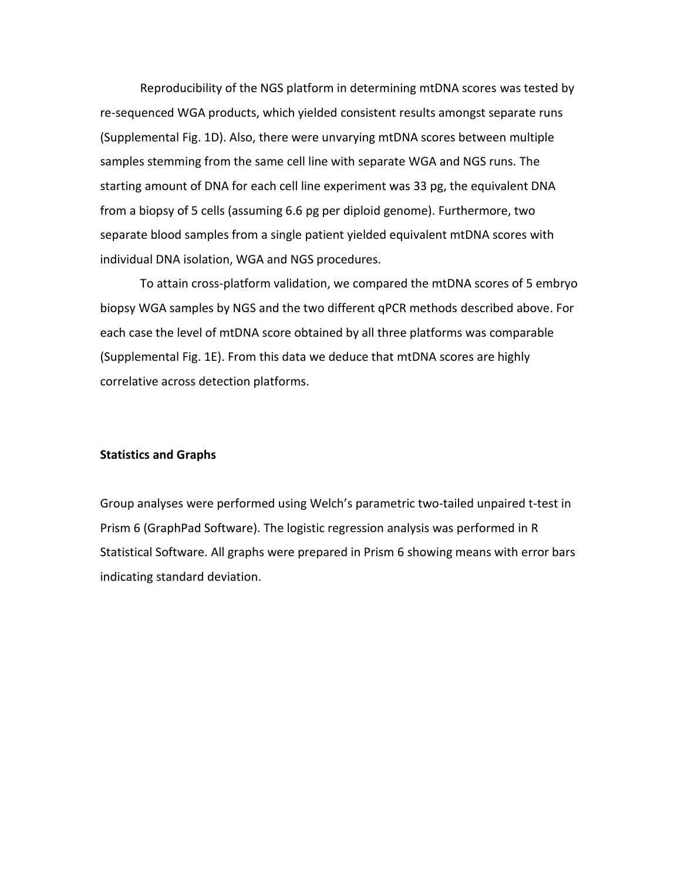Reproducibility of the NGS platform in determining mtDNA scores was tested by re-sequenced WGA products, which yielded consistent results amongst separate runs (Supplemental Fig. 1D). Also, there were unvarying mtDNA scores between multiple samples stemming from the same cell line with separate WGA and NGS runs. The starting amount of DNA for each cell line experiment was 33 pg, the equivalent DNA from a biopsy of 5 cells (assuming 6.6 pg per diploid genome). Furthermore, two separate blood samples from a single patient yielded equivalent mtDNA scores with individual DNA isolation, WGA and NGS procedures.

To attain cross-platform validation, we compared the mtDNA scores of 5 embryo biopsy WGA samples by NGS and the two different qPCR methods described above. For each case the level of mtDNA score obtained by all three platforms was comparable (Supplemental Fig. 1E). From this data we deduce that mtDNA scores are highly correlative across detection platforms.

**Statistics and Graphs**

Group analyses were performed using Welch's parametric two-tailed unpaired t-test in Prism 6 (GraphPad Software). The logistic regression analysis was performed in R Statistical Software. All graphs were prepared in Prism 6 showing means with error bars indicating standard deviation.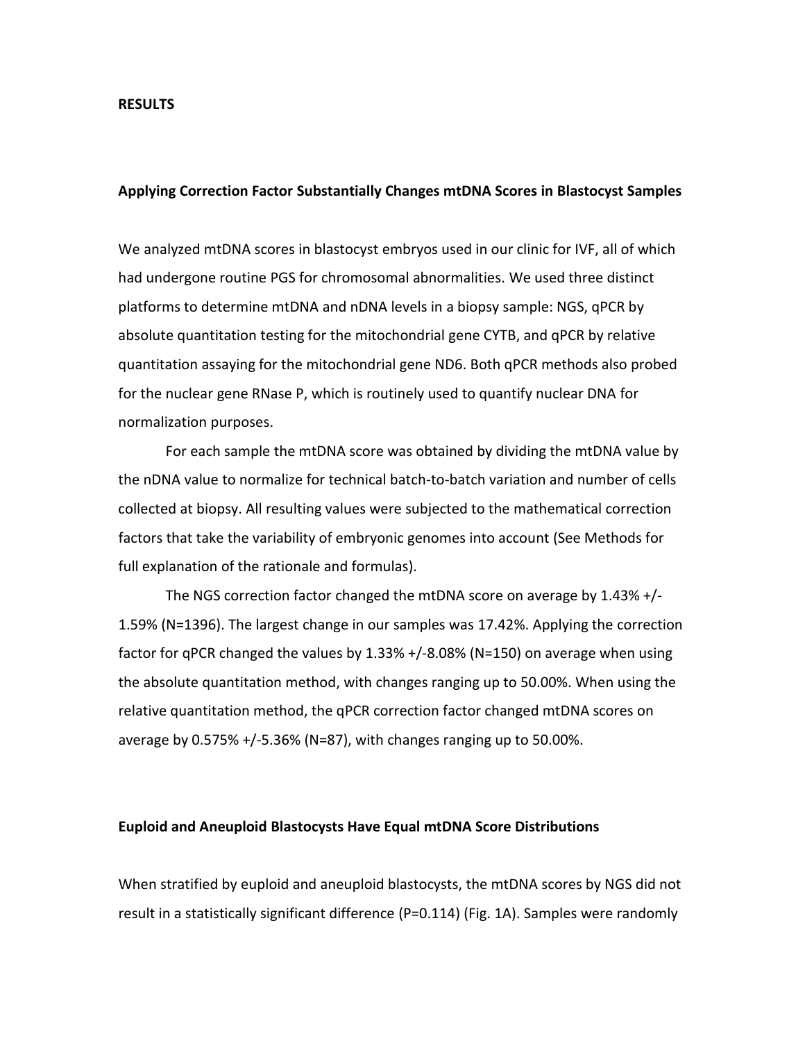## RESULTS

### Applying Correction Factor Substantially Changes mtDNA Scores in Blastocyst Samples

We analyzed mtDNA scores in blastocyst embryos used in our clinic for IVF, all of which had undergone routine PGS for chromosomal abnormalities. We used three distinct platforms to determine mtDNA and nDNA levels in a biopsy sample: NGS, qPCR by absolute quantitation testing for the mitochondrial gene CYTB, and qPCR by relative quantitation assaying for the mitochondrial gene ND6. Both qPCR methods also probed for the nuclear gene RNase P, which is routinely used to quantify nuclear DNA for normalization purposes.

For each sample the mtDNA score was obtained by dividing the mtDNA value by the nDNA value to normalize for technical batch-to-batch variation and number of cells collected at biopsy. All resulting values were subjected to the mathematical correction factors that take the variability of embryonic genomes into account (See Methods for full explanation of the rationale and formulas).

The NGS correction factor changed the mtDNA score on average by 1.43% +/- 1.59% (N=1396). The largest change in our samples was 17.42%. Applying the correction factor for qPCR changed the values by 1.33% +/-8.08% (N=150) on average when using the absolute quantitation method, with changes ranging up to 50.00%. When using the relative quantitation method, the qPCR correction factor changed mtDNA scores on average by 0.575% +/-5.36% (N=87), with changes ranging up to 50.00%.

### Euploid and Aneuploid Blastocysts Have Equal mtDNA Score Distributions

When stratified by euploid and aneuploid blastocysts, the mtDNA scores by NGS did not result in a statistically significant difference (P=0.114) (Fig. 1A). Samples were randomly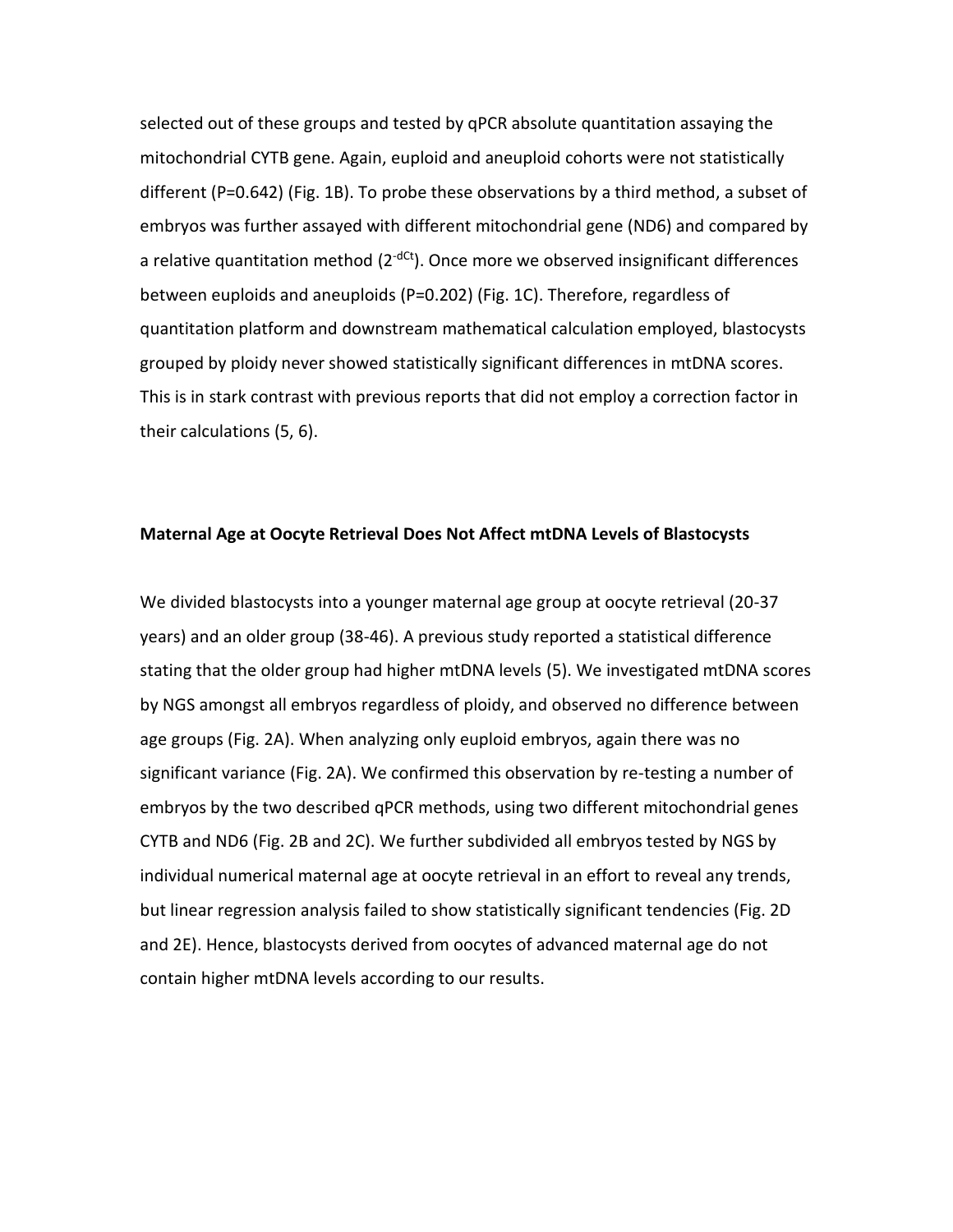selected out of these groups and tested by qPCR absolute quantitation assaying the mitochondrial CYTB gene. Again, euploid and aneuploid cohorts were not statistically different ($P=0.642$) (Fig. 1B). To probe these observations by a third method, a subset of embryos was further assayed with different mitochondrial gene (ND6) and compared by a relative quantitation method ($2^{-dCt}$). Once more we observed insignificant differences between euploids and aneuploids ($P=0.202$) (Fig. 1C). Therefore, regardless of quantitation platform and downstream mathematical calculation employed, blastocysts grouped by ploidy never showed statistically significant differences in mtDNA scores. This is in stark contrast with previous reports that did not employ a correction factor in their calculations (5, 6).

**Maternal Age at Oocyte Retrieval Does Not Affect mtDNA Levels of Blastocysts**

We divided blastocysts into a younger maternal age group at oocyte retrieval (20-37 years) and an older group (38-46). A previous study reported a statistical difference stating that the older group had higher mtDNA levels (5). We investigated mtDNA scores by NGS amongst all embryos regardless of ploidy, and observed no difference between age groups (Fig. 2A). When analyzing only euploid embryos, again there was no significant variance (Fig. 2A). We confirmed this observation by re-testing a number of embryos by the two described qPCR methods, using two different mitochondrial genes CYTB and ND6 (Fig. 2B and 2C). We further subdivided all embryos tested by NGS by individual numerical maternal age at oocyte retrieval in an effort to reveal any trends, but linear regression analysis failed to show statistically significant tendencies (Fig. 2D and 2E). Hence, blastocysts derived from oocytes of advanced maternal age do not contain higher mtDNA levels according to our results.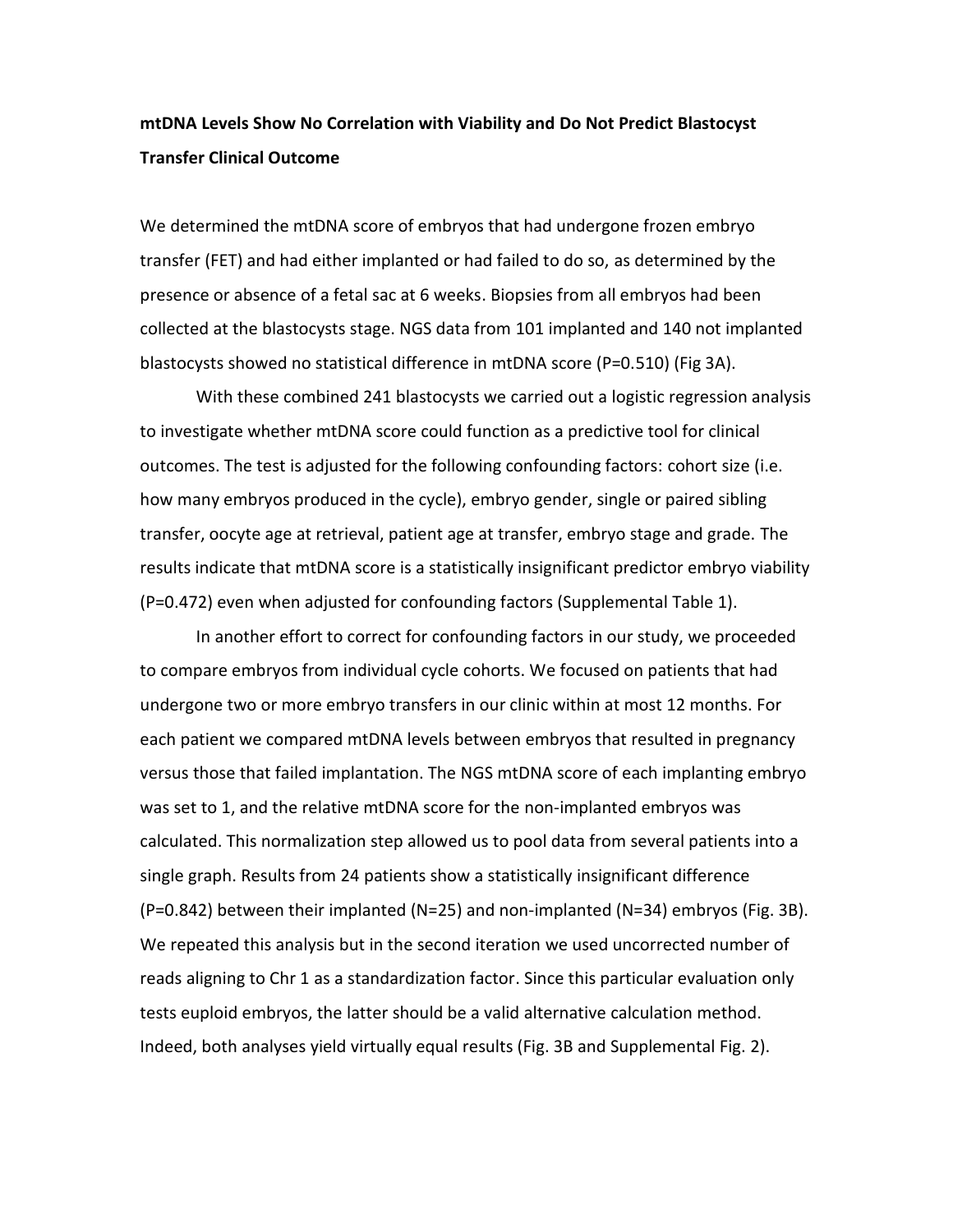**mtDNA Levels Show No Correlation with Viability and Do Not Predict Blastocyst Transfer Clinical Outcome**

We determined the mtDNA score of embryos that had undergone frozen embryo transfer (FET) and had either implanted or had failed to do so, as determined by the presence or absence of a fetal sac at 6 weeks. Biopsies from all embryos had been collected at the blastocysts stage. NGS data from 101 implanted and 140 not implanted blastocysts showed no statistical difference in mtDNA score (P=0.510) (Fig 3A).

With these combined 241 blastocysts we carried out a logistic regression analysis to investigate whether mtDNA score could function as a predictive tool for clinical outcomes. The test is adjusted for the following confounding factors: cohort size (i.e. how many embryos produced in the cycle), embryo gender, single or paired sibling transfer, oocyte age at retrieval, patient age at transfer, embryo stage and grade. The results indicate that mtDNA score is a statistically insignificant predictor embryo viability (P=0.472) even when adjusted for confounding factors (Supplemental Table 1).

In another effort to correct for confounding factors in our study, we proceeded to compare embryos from individual cycle cohorts. We focused on patients that had undergone two or more embryo transfers in our clinic within at most 12 months. For each patient we compared mtDNA levels between embryos that resulted in pregnancy versus those that failed implantation. The NGS mtDNA score of each implanting embryo was set to 1, and the relative mtDNA score for the non-implanted embryos was calculated. This normalization step allowed us to pool data from several patients into a single graph. Results from 24 patients show a statistically insignificant difference (P=0.842) between their implanted (N=25) and non-implanted (N=34) embryos (Fig. 3B). We repeated this analysis but in the second iteration we used uncorrected number of reads aligning to Chr 1 as a standardization factor. Since this particular evaluation only tests euploid embryos, the latter should be a valid alternative calculation method. Indeed, both analyses yield virtually equal results (Fig. 3B and Supplemental Fig. 2).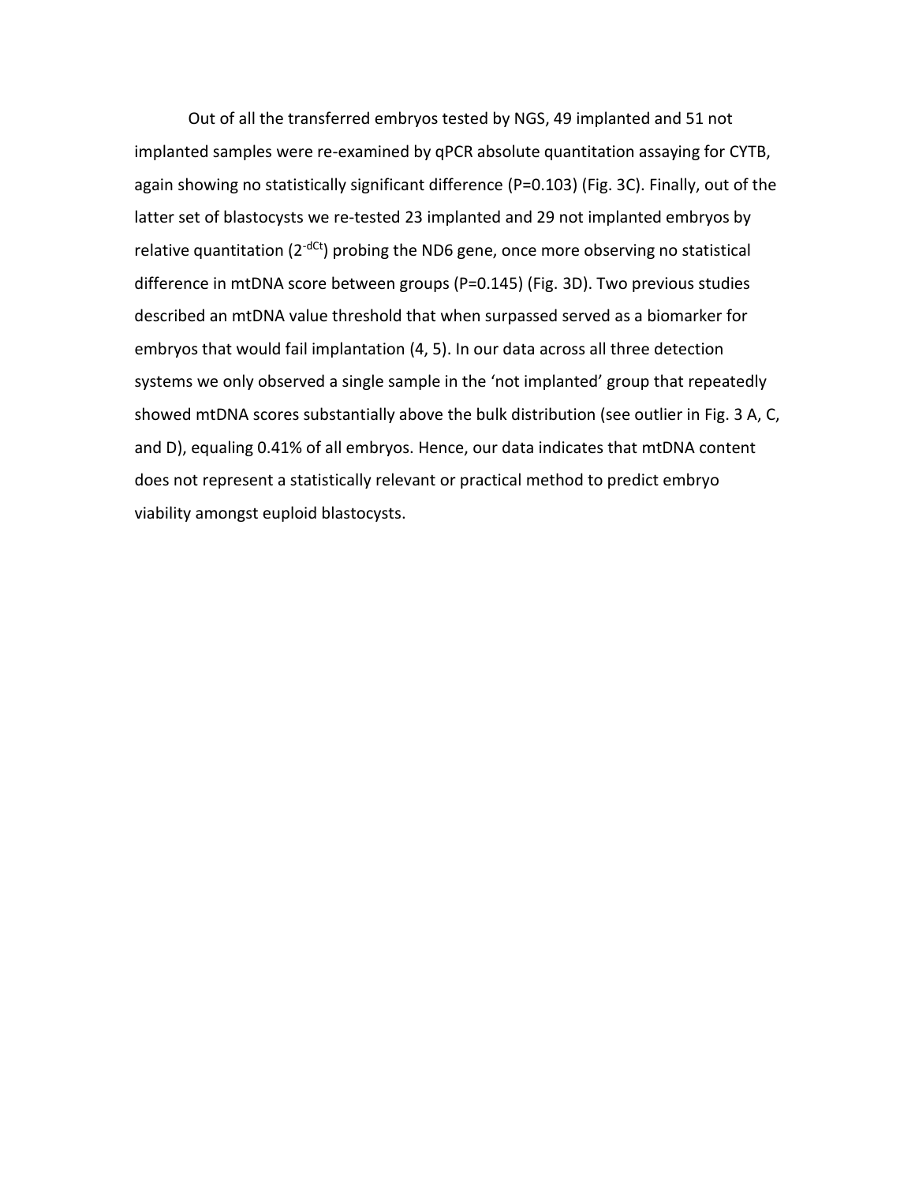Out of all the transferred embryos tested by NGS, 49 implanted and 51 not implanted samples were re-examined by qPCR absolute quantitation assaying for CYTB, again showing no statistically significant difference (P=0.103) (Fig. 3C). Finally, out of the latter set of blastocysts we re-tested 23 implanted and 29 not implanted embryos by relative quantitation ($2^{-dCt}$) probing the ND6 gene, once more observing no statistical difference in mtDNA score between groups (P=0.145) (Fig. 3D). Two previous studies described an mtDNA value threshold that when surpassed served as a biomarker for embryos that would fail implantation (4, 5). In our data across all three detection systems we only observed a single sample in the 'not implanted' group that repeatedly showed mtDNA scores substantially above the bulk distribution (see outlier in Fig. 3 A, C, and D), equaling 0.41% of all embryos. Hence, our data indicates that mtDNA content does not represent a statistically relevant or practical method to predict embryo viability amongst euploid blastocysts.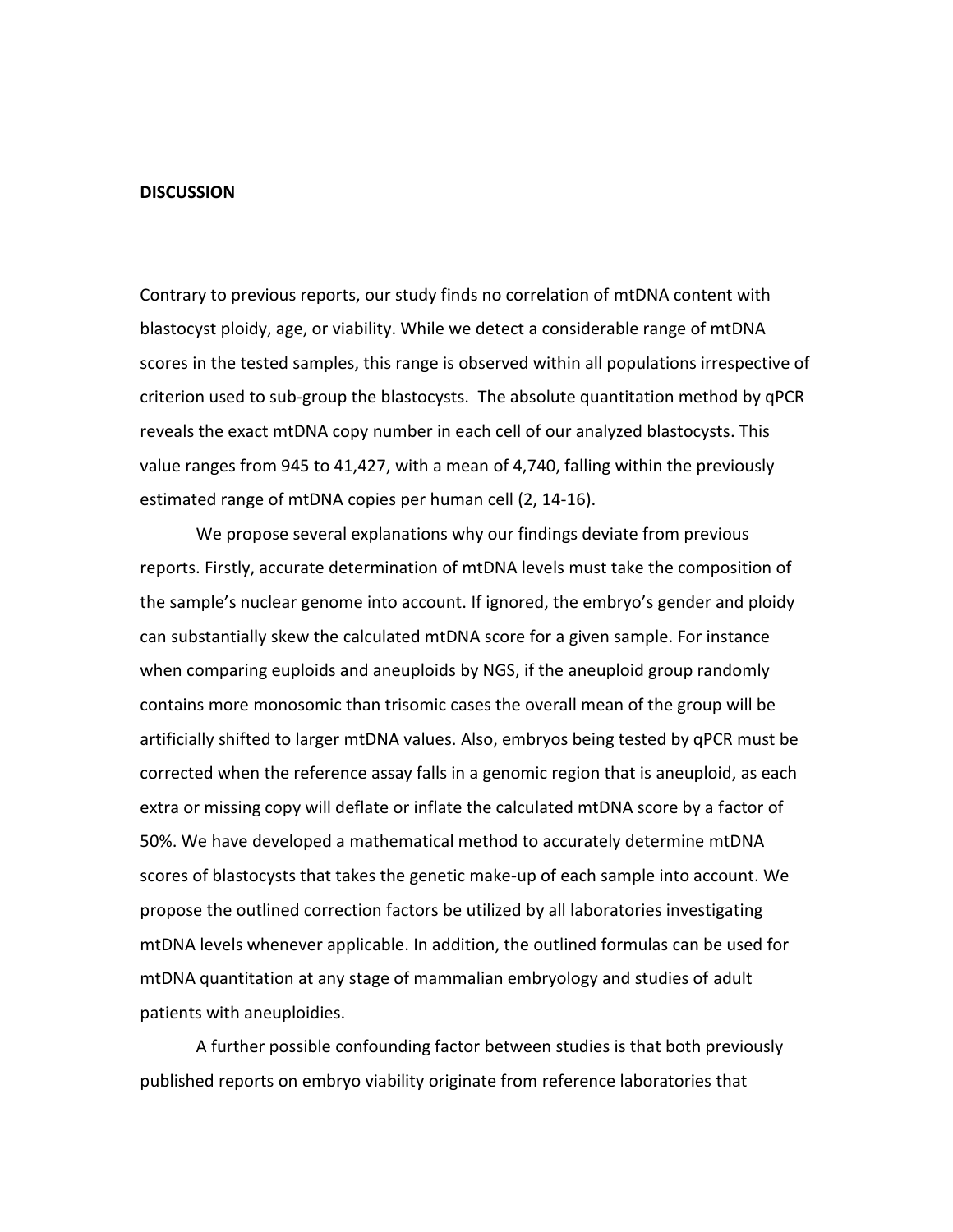## DISCUSSION

Contrary to previous reports, our study finds no correlation of mtDNA content with blastocyst ploidy, age, or viability. While we detect a considerable range of mtDNA scores in the tested samples, this range is observed within all populations irrespective of criterion used to sub-group the blastocysts. The absolute quantitation method by qPCR reveals the exact mtDNA copy number in each cell of our analyzed blastocysts. This value ranges from 945 to 41,427, with a mean of 4,740, falling within the previously estimated range of mtDNA copies per human cell (2, 14-16).

We propose several explanations why our findings deviate from previous reports. Firstly, accurate determination of mtDNA levels must take the composition of the sample's nuclear genome into account. If ignored, the embryo's gender and ploidy can substantially skew the calculated mtDNA score for a given sample. For instance when comparing euploids and aneuploids by NGS, if the aneuploid group randomly contains more monosomic than trisomic cases the overall mean of the group will be artificially shifted to larger mtDNA values. Also, embryos being tested by qPCR must be corrected when the reference assay falls in a genomic region that is aneuploid, as each extra or missing copy will deflate or inflate the calculated mtDNA score by a factor of 50%. We have developed a mathematical method to accurately determine mtDNA scores of blastocysts that takes the genetic make-up of each sample into account. We propose the outlined correction factors be utilized by all laboratories investigating mtDNA levels whenever applicable. In addition, the outlined formulas can be used for mtDNA quantitation at any stage of mammalian embryology and studies of adult patients with aneuploidies.

A further possible confounding factor between studies is that both previously published reports on embryo viability originate from reference laboratories that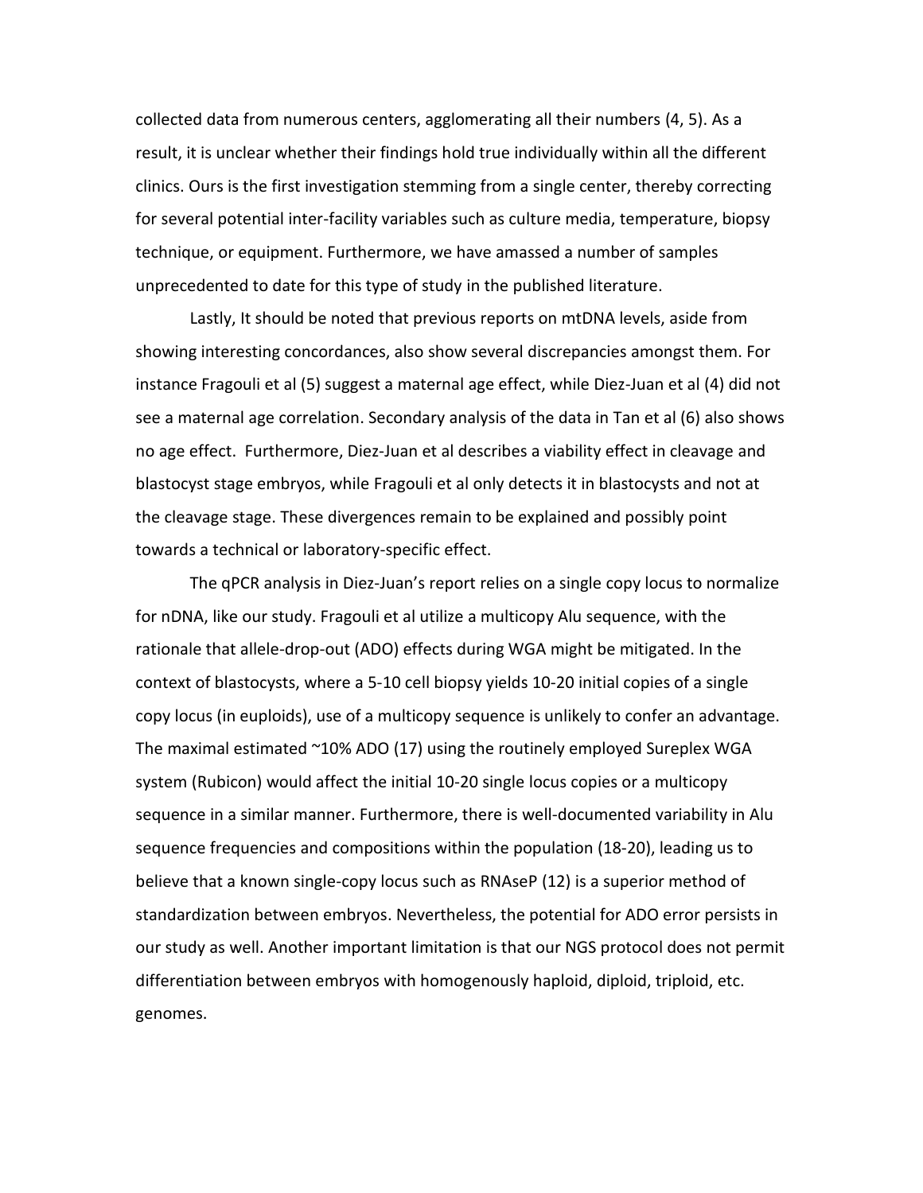collected data from numerous centers, agglomerating all their numbers (4, 5). As a result, it is unclear whether their findings hold true individually within all the different clinics. Ours is the first investigation stemming from a single center, thereby correcting for several potential inter-facility variables such as culture media, temperature, biopsy technique, or equipment. Furthermore, we have amassed a number of samples unprecedented to date for this type of study in the published literature.

Lastly, It should be noted that previous reports on mtDNA levels, aside from showing interesting concordances, also show several discrepancies amongst them. For instance Fragouli et al (5) suggest a maternal age effect, while Diez-Juan et al (4) did not see a maternal age correlation. Secondary analysis of the data in Tan et al (6) also shows no age effect. Furthermore, Diez-Juan et al describes a viability effect in cleavage and blastocyst stage embryos, while Fragouli et al only detects it in blastocysts and not at the cleavage stage. These divergences remain to be explained and possibly point towards a technical or laboratory-specific effect.

The qPCR analysis in Diez-Juan's report relies on a single copy locus to normalize for nDNA, like our study. Fragouli et al utilize a multicopy Alu sequence, with the rationale that allele-drop-out (ADO) effects during WGA might be mitigated. In the context of blastocysts, where a 5-10 cell biopsy yields 10-20 initial copies of a single copy locus (in euploids), use of a multicopy sequence is unlikely to confer an advantage. The maximal estimated ~10% ADO (17) using the routinely employed Sureplex WGA system (Rubicon) would affect the initial 10-20 single locus copies or a multicopy sequence in a similar manner. Furthermore, there is well-documented variability in Alu sequence frequencies and compositions within the population (18-20), leading us to believe that a known single-copy locus such as RNAseP (12) is a superior method of standardization between embryos. Nevertheless, the potential for ADO error persists in our study as well. Another important limitation is that our NGS protocol does not permit differentiation between embryos with homogenously haploid, diploid, triploid, etc. genomes.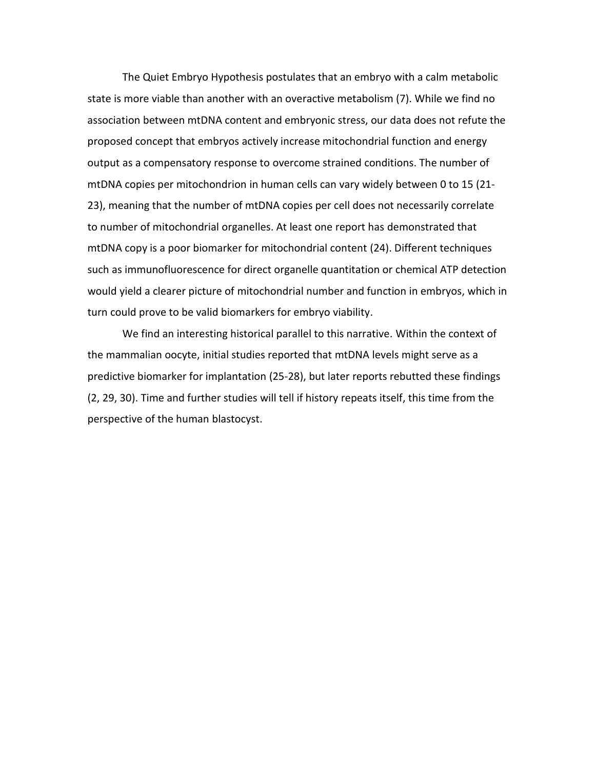The Quiet Embryo Hypothesis postulates that an embryo with a calm metabolic state is more viable than another with an overactive metabolism (7). While we find no association between mtDNA content and embryonic stress, our data does not refute the proposed concept that embryos actively increase mitochondrial function and energy output as a compensatory response to overcome strained conditions. The number of mtDNA copies per mitochondrion in human cells can vary widely between 0 to 15 (21-23), meaning that the number of mtDNA copies per cell does not necessarily correlate to number of mitochondrial organelles. At least one report has demonstrated that mtDNA copy is a poor biomarker for mitochondrial content (24). Different techniques such as immunofluorescence for direct organelle quantitation or chemical ATP detection would yield a clearer picture of mitochondrial number and function in embryos, which in turn could prove to be valid biomarkers for embryo viability.

We find an interesting historical parallel to this narrative. Within the context of the mammalian oocyte, initial studies reported that mtDNA levels might serve as a predictive biomarker for implantation (25-28), but later reports rebutted these findings (2, 29, 30). Time and further studies will tell if history repeats itself, this time from the perspective of the human blastocyst.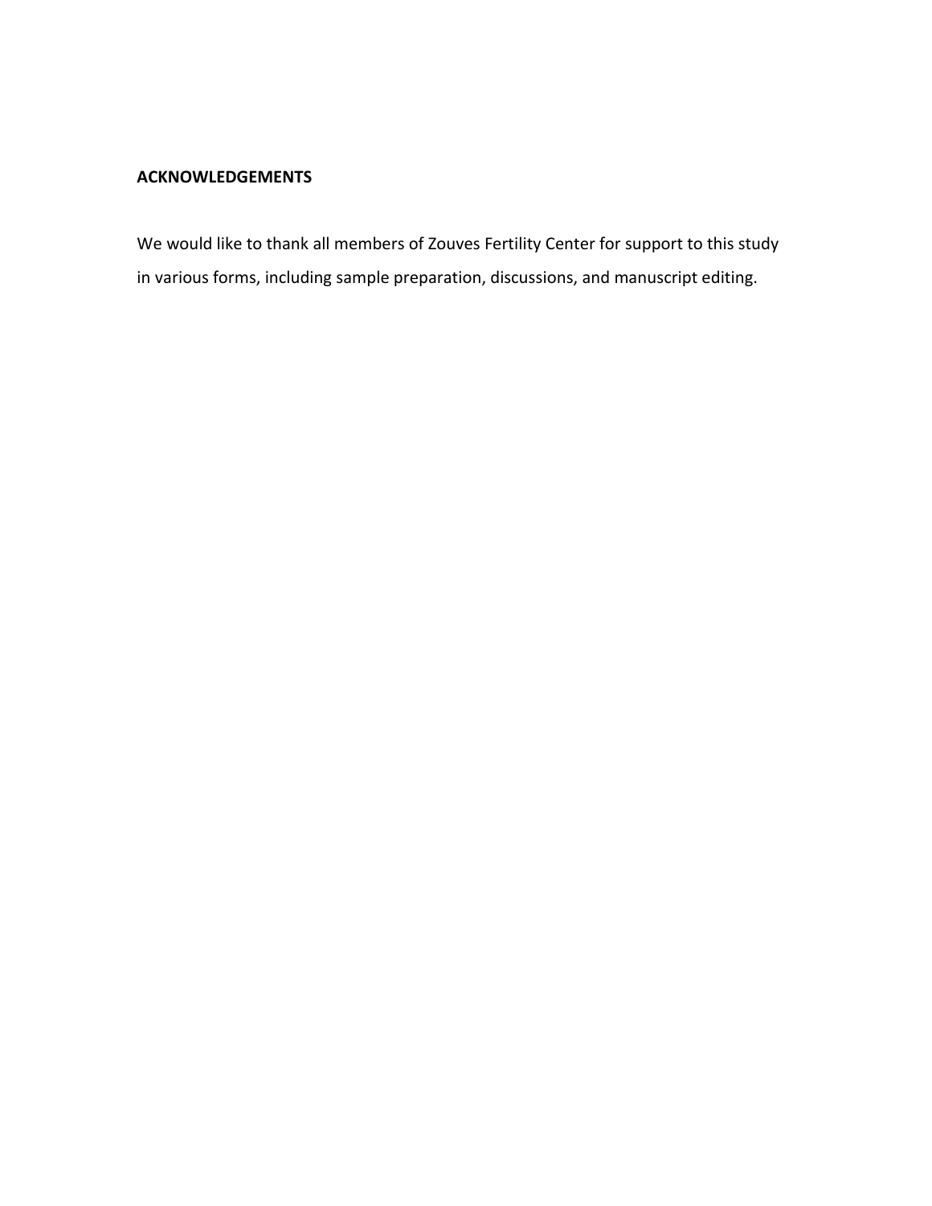## ACKNOWLEDGEMENTS

We would like to thank all members of Zouves Fertility Center for support to this study in various forms, including sample preparation, discussions, and manuscript editing.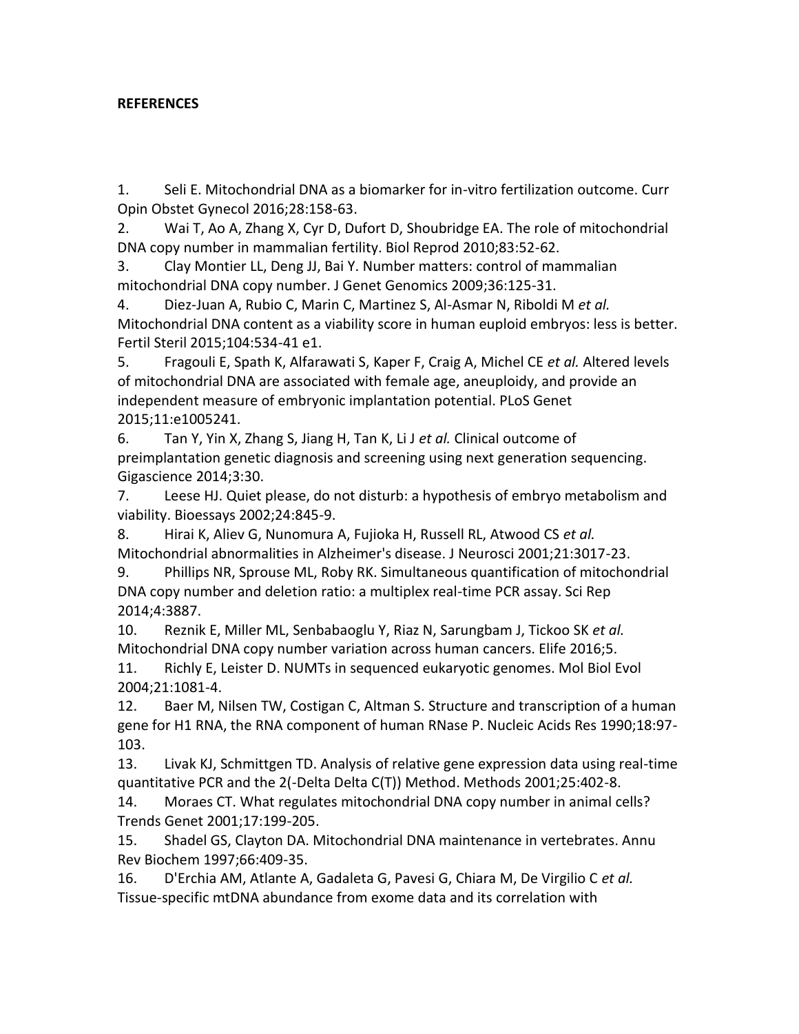**REFERENCES**

1. Seli E. Mitochondrial DNA as a biomarker for in-vitro fertilization outcome. Curr Opin Obstet Gynecol 2016;28:158-63.
2. Wai T, Ao A, Zhang X, Cyr D, Dufort D, Shoubridge EA. The role of mitochondrial DNA copy number in mammalian fertility. Biol Reprod 2010;83:52-62.
3. Clay Montier LL, Deng JJ, Bai Y. Number matters: control of mammalian mitochondrial DNA copy number. J Genet Genomics 2009;36:125-31.
4. Diez-Juan A, Rubio C, Marin C, Martinez S, Al-Asmar N, Riboldi M *et al.* Mitochondrial DNA content as a viability score in human euploid embryos: less is better. Fertil Steril 2015;104:534-41 e1.
5. Fragouli E, Spath K, Alfarawati S, Kaper F, Craig A, Michel CE *et al.* Altered levels of mitochondrial DNA are associated with female age, aneuploidy, and provide an independent measure of embryonic implantation potential. PLoS Genet 2015;11:e1005241.
6. Tan Y, Yin X, Zhang S, Jiang H, Tan K, Li J *et al.* Clinical outcome of preimplantation genetic diagnosis and screening using next generation sequencing. Gigascience 2014;3:30.
7. Leese HJ. Quiet please, do not disturb: a hypothesis of embryo metabolism and viability. Bioessays 2002;24:845-9.
8. Hirai K, Aliev G, Nunomura A, Fujioka H, Russell RL, Atwood CS *et al.* Mitochondrial abnormalities in Alzheimer's disease. J Neurosci 2001;21:3017-23.
9. Phillips NR, Sprouse ML, Roby RK. Simultaneous quantification of mitochondrial DNA copy number and deletion ratio: a multiplex real-time PCR assay. Sci Rep 2014;4:3887.
10. Reznik E, Miller ML, Senbabaoglu Y, Riaz N, Sarungbam J, Tickoo SK *et al.* Mitochondrial DNA copy number variation across human cancers. Elife 2016;5.
11. Richly E, Leister D. NUMTs in sequenced eukaryotic genomes. Mol Biol Evol 2004;21:1081-4.
12. Baer M, Nilsen TW, Costigan C, Altman S. Structure and transcription of a human gene for H1 RNA, the RNA component of human RNase P. Nucleic Acids Res 1990;18:97-103.
13. Livak KJ, Schmittgen TD. Analysis of relative gene expression data using real-time quantitative PCR and the 2(-Delta Delta C(T)) Method. Methods 2001;25:402-8.
14. Moraes CT. What regulates mitochondrial DNA copy number in animal cells? Trends Genet 2001;17:199-205.
15. Shadel GS, Clayton DA. Mitochondrial DNA maintenance in vertebrates. Annu Rev Biochem 1997;66:409-35.
16. D'Erchia AM, Atlante A, Gadaleta G, Pavesi G, Chiara M, De Virgilio C *et al.* Tissue-specific mtDNA abundance from exome data and its correlation with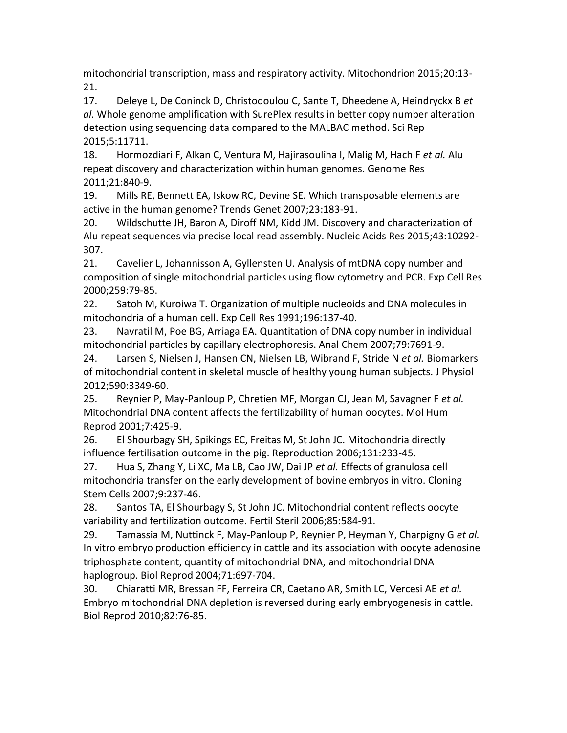mitochondrial transcription, mass and respiratory activity. Mitochondrion 2015;20:13-21.

17. Deleye L, De Coninck D, Christodoulou C, Sante T, Dheedene A, Heindryckx B *et al.* Whole genome amplification with SurePlex results in better copy number alteration detection using sequencing data compared to the MALBAC method. Sci Rep 2015;5:11711.

18. Hormozdiari F, Alkan C, Ventura M, Hajirasouliha I, Malig M, Hach F *et al.* Alu repeat discovery and characterization within human genomes. Genome Res 2011;21:840-9.

19. Mills RE, Bennett EA, Iskow RC, Devine SE. Which transposable elements are active in the human genome? Trends Genet 2007;23:183-91.

20. Wildschutte JH, Baron A, Diroff NM, Kidd JM. Discovery and characterization of Alu repeat sequences via precise local read assembly. Nucleic Acids Res 2015;43:10292-307.

21. Cavelier L, Johannisson A, Gyllensten U. Analysis of mtDNA copy number and composition of single mitochondrial particles using flow cytometry and PCR. Exp Cell Res 2000;259:79-85.

22. Satoh M, Kuroiwa T. Organization of multiple nucleoids and DNA molecules in mitochondria of a human cell. Exp Cell Res 1991;196:137-40.

23. Navratil M, Poe BG, Arriaga EA. Quantitation of DNA copy number in individual mitochondrial particles by capillary electrophoresis. Anal Chem 2007;79:7691-9.

24. Larsen S, Nielsen J, Hansen CN, Nielsen LB, Wibrand F, Stride N *et al.* Biomarkers of mitochondrial content in skeletal muscle of healthy young human subjects. J Physiol 2012;590:3349-60.

25. Reynier P, May-Panloup P, Chretien MF, Morgan CJ, Jean M, Savagner F *et al.* Mitochondrial DNA content affects the fertilizability of human oocytes. Mol Hum Reprod 2001;7:425-9.

26. El Shourbagy SH, Spikings EC, Freitas M, St John JC. Mitochondria directly influence fertilisation outcome in the pig. Reproduction 2006;131:233-45.

27. Hua S, Zhang Y, Li XC, Ma LB, Cao JW, Dai JP *et al.* Effects of granulosa cell mitochondria transfer on the early development of bovine embryos in vitro. Cloning Stem Cells 2007;9:237-46.

28. Santos TA, El Shourbagy S, St John JC. Mitochondrial content reflects oocyte variability and fertilization outcome. Fertil Steril 2006;85:584-91.

29. Tamassia M, Nuttinck F, May-Panloup P, Reynier P, Heyman Y, Charpigny G *et al.* In vitro embryo production efficiency in cattle and its association with oocyte adenosine triphosphate content, quantity of mitochondrial DNA, and mitochondrial DNA haplogroup. Biol Reprod 2004;71:697-704.

30. Chiaratti MR, Bressan FF, Ferreira CR, Caetano AR, Smith LC, Vercesi AE *et al.* Embryo mitochondrial DNA depletion is reversed during early embryogenesis in cattle. Biol Reprod 2010;82:76-85.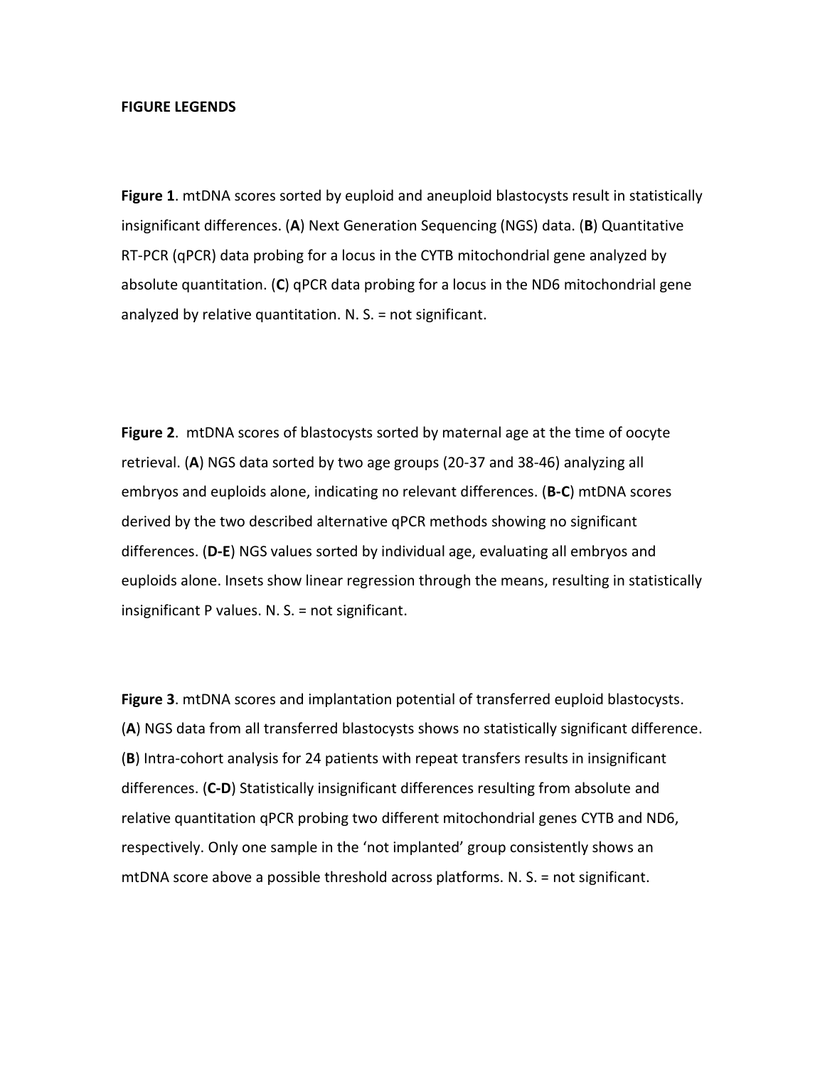**FIGURE LEGENDS**

**Figure 1**. mtDNA scores sorted by euploid and aneuploid blastocysts result in statistically insignificant differences. (**A**) Next Generation Sequencing (NGS) data. (**B**) Quantitative RT-PCR (qPCR) data probing for a locus in the CYTB mitochondrial gene analyzed by absolute quantitation. (**C**) qPCR data probing for a locus in the ND6 mitochondrial gene analyzed by relative quantitation. N. S. = not significant.

**Figure 2**. mtDNA scores of blastocysts sorted by maternal age at the time of oocyte retrieval. (**A**) NGS data sorted by two age groups (20-37 and 38-46) analyzing all embryos and euploids alone, indicating no relevant differences. (**B-C**) mtDNA scores derived by the two described alternative qPCR methods showing no significant differences. (**D-E**) NGS values sorted by individual age, evaluating all embryos and euploids alone. Insets show linear regression through the means, resulting in statistically insignificant P values. N. S. = not significant.

**Figure 3**. mtDNA scores and implantation potential of transferred euploid blastocysts. (**A**) NGS data from all transferred blastocysts shows no statistically significant difference. (**B**) Intra-cohort analysis for 24 patients with repeat transfers results in insignificant differences. (**C-D**) Statistically insignificant differences resulting from absolute and relative quantitation qPCR probing two different mitochondrial genes CYTB and ND6, respectively. Only one sample in the 'not implanted' group consistently shows an mtDNA score above a possible threshold across platforms. N. S. = not significant.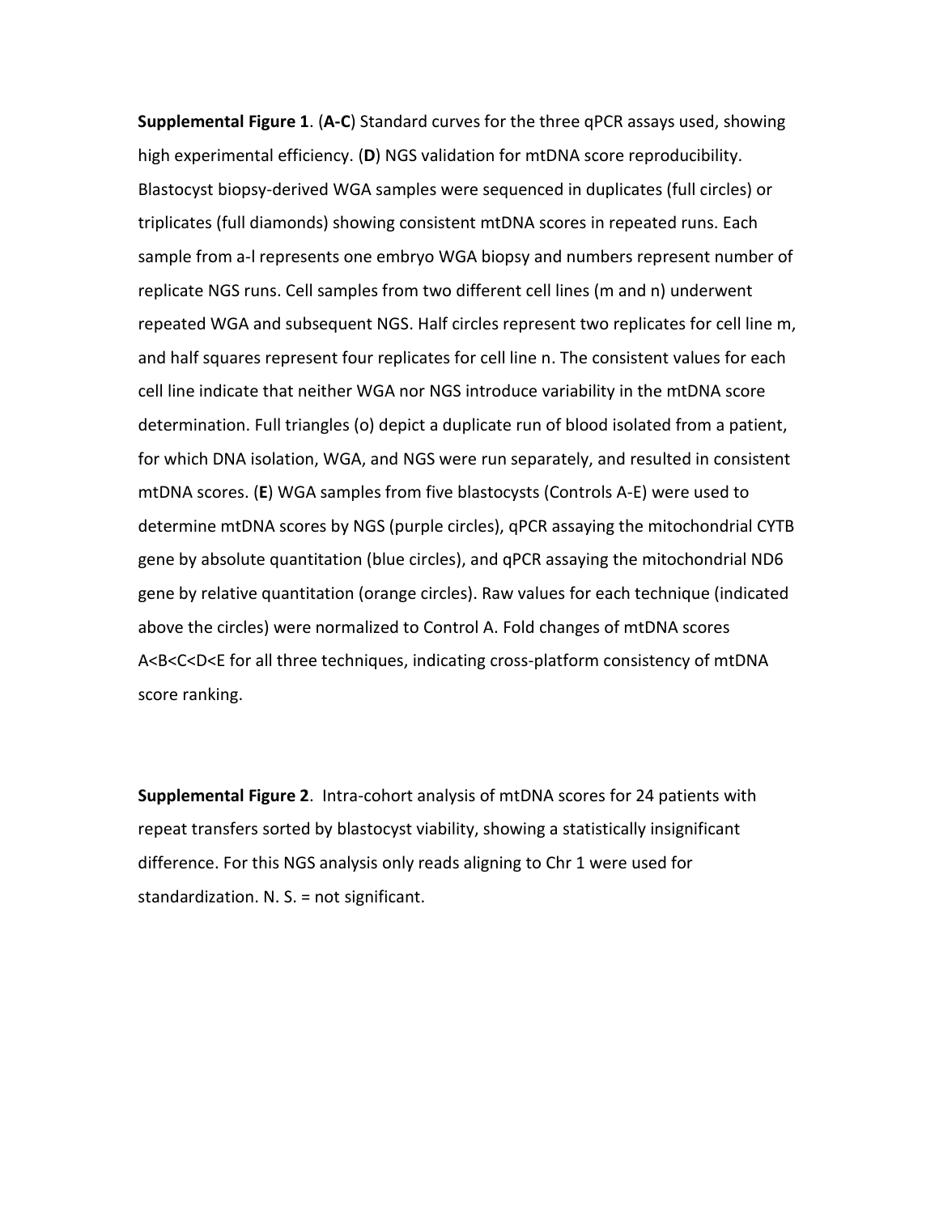**Supplemental Figure 1**. (**A-C**) Standard curves for the three qPCR assays used, showing high experimental efficiency. (**D**) NGS validation for mtDNA score reproducibility. Blastocyst biopsy-derived WGA samples were sequenced in duplicates (full circles) or triplicates (full diamonds) showing consistent mtDNA scores in repeated runs. Each sample from a-l represents one embryo WGA biopsy and numbers represent number of replicate NGS runs. Cell samples from two different cell lines (m and n) underwent repeated WGA and subsequent NGS. Half circles represent two replicates for cell line m, and half squares represent four replicates for cell line n. The consistent values for each cell line indicate that neither WGA nor NGS introduce variability in the mtDNA score determination. Full triangles (o) depict a duplicate run of blood isolated from a patient, for which DNA isolation, WGA, and NGS were run separately, and resulted in consistent mtDNA scores. (**E**) WGA samples from five blastocysts (Controls A-E) were used to determine mtDNA scores by NGS (purple circles), qPCR assaying the mitochondrial CYTB gene by absolute quantitation (blue circles), and qPCR assaying the mitochondrial ND6 gene by relative quantitation (orange circles). Raw values for each technique (indicated above the circles) were normalized to Control A. Fold changes of mtDNA scores A<B<C<D<E for all three techniques, indicating cross-platform consistency of mtDNA score ranking.

**Supplemental Figure 2**. Intra-cohort analysis of mtDNA scores for 24 patients with repeat transfers sorted by blastocyst viability, showing a statistically insignificant difference. For this NGS analysis only reads aligning to Chr 1 were used for standardization. N. S. = not significant.